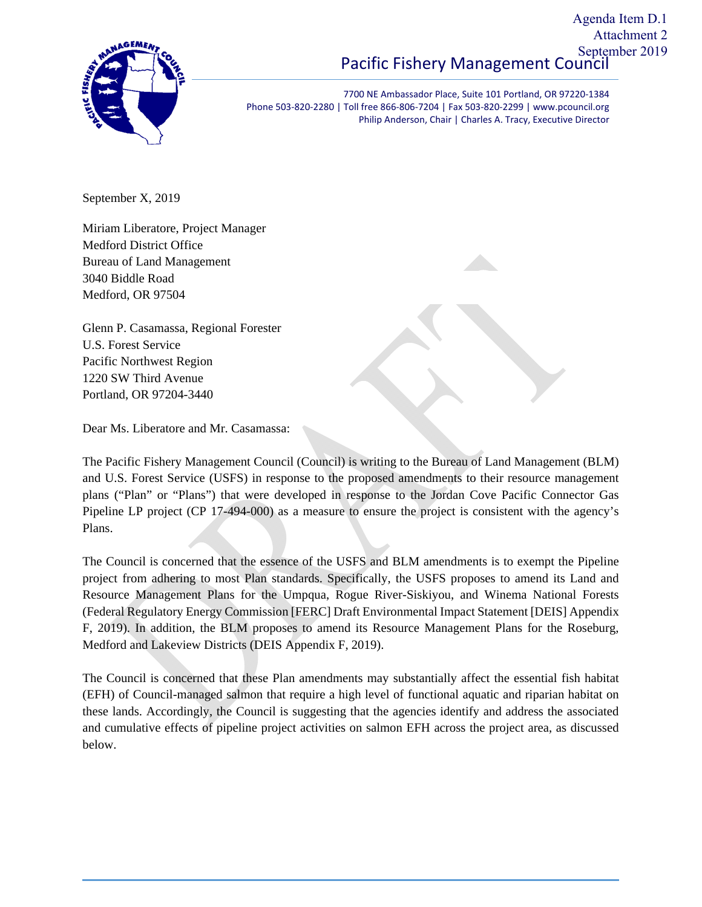Agenda Item D.1
Attachment 2
September 2019

Pacific Fishery Management Council

7700 NE Ambassador Place, Suite 101 Portland, OR 97220-1384
Phone 503-820-2280 | Toll free 866-806-7204 | Fax 503-820-2299 | www.pcouncil.org
Philip Anderson, Chair | Charles A. Tracy, Executive Director

September X, 2019

Miriam Liberatore, Project Manager
Medford District Office
Bureau of Land Management
3040 Biddle Road
Medford, OR 97504

Glenn P. Casamassa, Regional Forester
U.S. Forest Service
Pacific Northwest Region
1220 SW Third Avenue
Portland, OR 97204-3440

Dear Ms. Liberatore and Mr. Casamassa:

The Pacific Fishery Management Council (Council) is writing to the Bureau of Land Management (BLM) and U.S. Forest Service (USFS) in response to the proposed amendments to their resource management plans ("Plan" or "Plans") that were developed in response to the Jordan Cove Pacific Connector Gas Pipeline LP project (CP 17-494-000) as a measure to ensure the project is consistent with the agency's Plans.

The Council is concerned that the essence of the USFS and BLM amendments is to exempt the Pipeline project from adhering to most Plan standards. Specifically, the USFS proposes to amend its Land and Resource Management Plans for the Umpqua, Rogue River-Siskiyou, and Winema National Forests (Federal Regulatory Energy Commission [FERC] Draft Environmental Impact Statement [DEIS] Appendix F, 2019). In addition, the BLM proposes to amend its Resource Management Plans for the Roseburg, Medford and Lakeview Districts (DEIS Appendix F, 2019).

The Council is concerned that these Plan amendments may substantially affect the essential fish habitat (EFH) of Council-managed salmon that require a high level of functional aquatic and riparian habitat on these lands. Accordingly, the Council is suggesting that the agencies identify and address the associated and cumulative effects of pipeline project activities on salmon EFH across the project area, as discussed below.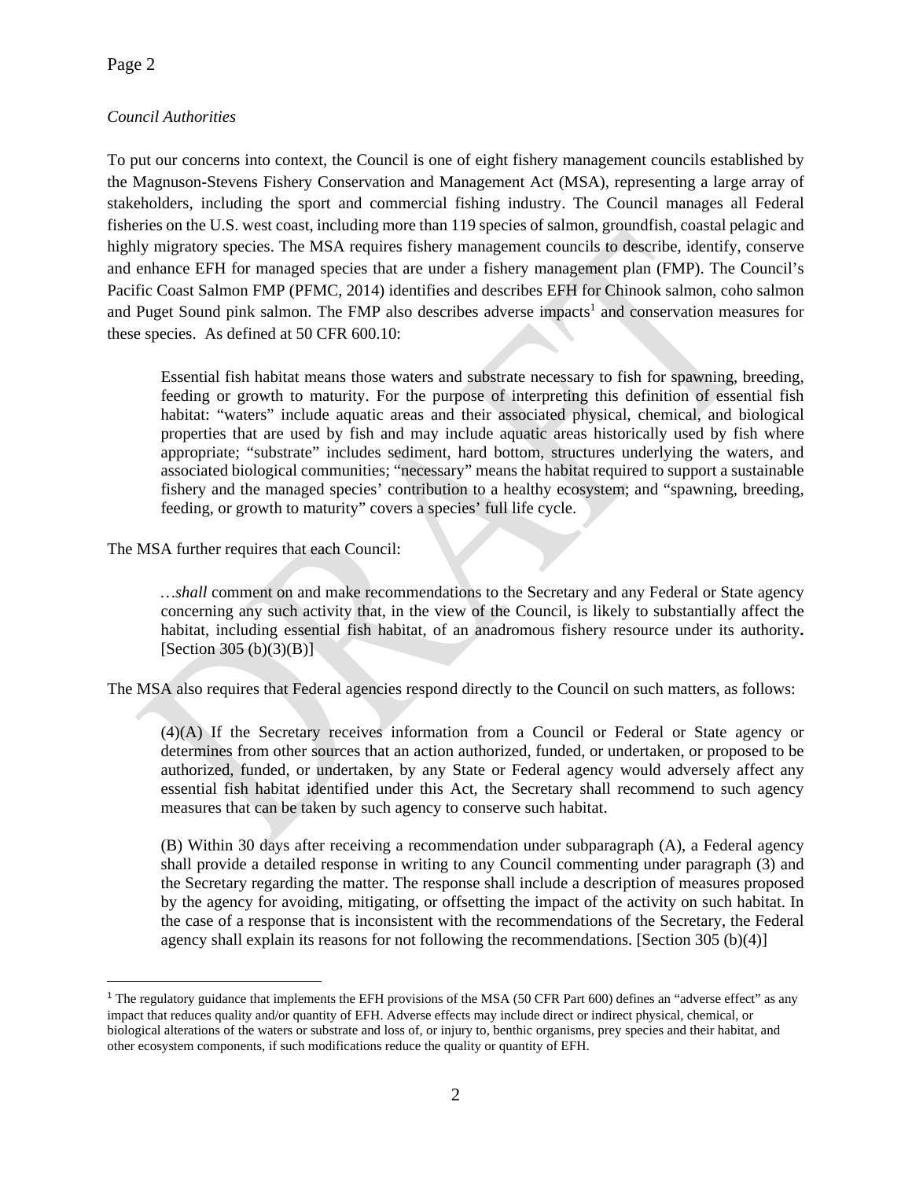*Council Authorities*

To put our concerns into context, the Council is one of eight fishery management councils established by the Magnuson-Stevens Fishery Conservation and Management Act (MSA), representing a large array of stakeholders, including the sport and commercial fishing industry. The Council manages all Federal fisheries on the U.S. west coast, including more than 119 species of salmon, groundfish, coastal pelagic and highly migratory species. The MSA requires fishery management councils to describe, identify, conserve and enhance EFH for managed species that are under a fishery management plan (FMP). The Council's Pacific Coast Salmon FMP (PFMC, 2014) identifies and describes EFH for Chinook salmon, coho salmon and Puget Sound pink salmon. The FMP also describes adverse impacts[1] and conservation measures for these species. As defined at 50 CFR 600.10:

> Essential fish habitat means those waters and substrate necessary to fish for spawning, breeding, feeding or growth to maturity. For the purpose of interpreting this definition of essential fish habitat: "waters" include aquatic areas and their associated physical, chemical, and biological properties that are used by fish and may include aquatic areas historically used by fish where appropriate; "substrate" includes sediment, hard bottom, structures underlying the waters, and associated biological communities; "necessary" means the habitat required to support a sustainable fishery and the managed species' contribution to a healthy ecosystem; and "spawning, breeding, feeding, or growth to maturity" covers a species' full life cycle.

The MSA further requires that each Council:

> …*shall* comment on and make recommendations to the Secretary and any Federal or State agency concerning any such activity that, in the view of the Council, is likely to substantially affect the habitat, including essential fish habitat, of an anadromous fishery resource under its authority**.** [Section 305 (b)(3)(B)]

The MSA also requires that Federal agencies respond directly to the Council on such matters, as follows:

> (4)(A) If the Secretary receives information from a Council or Federal or State agency or determines from other sources that an action authorized, funded, or undertaken, or proposed to be authorized, funded, or undertaken, by any State or Federal agency would adversely affect any essential fish habitat identified under this Act, the Secretary shall recommend to such agency measures that can be taken by such agency to conserve such habitat.
>
> (B) Within 30 days after receiving a recommendation under subparagraph (A), a Federal agency shall provide a detailed response in writing to any Council commenting under paragraph (3) and the Secretary regarding the matter. The response shall include a description of measures proposed by the agency for avoiding, mitigating, or offsetting the impact of the activity on such habitat. In the case of a response that is inconsistent with the recommendations of the Secretary, the Federal agency shall explain its reasons for not following the recommendations. [Section 305 (b)(4)]

---

[1] The regulatory guidance that implements the EFH provisions of the MSA (50 CFR Part 600) defines an "adverse effect" as any impact that reduces quality and/or quantity of EFH. Adverse effects may include direct or indirect physical, chemical, or biological alterations of the waters or substrate and loss of, or injury to, benthic organisms, prey species and their habitat, and other ecosystem components, if such modifications reduce the quality or quantity of EFH.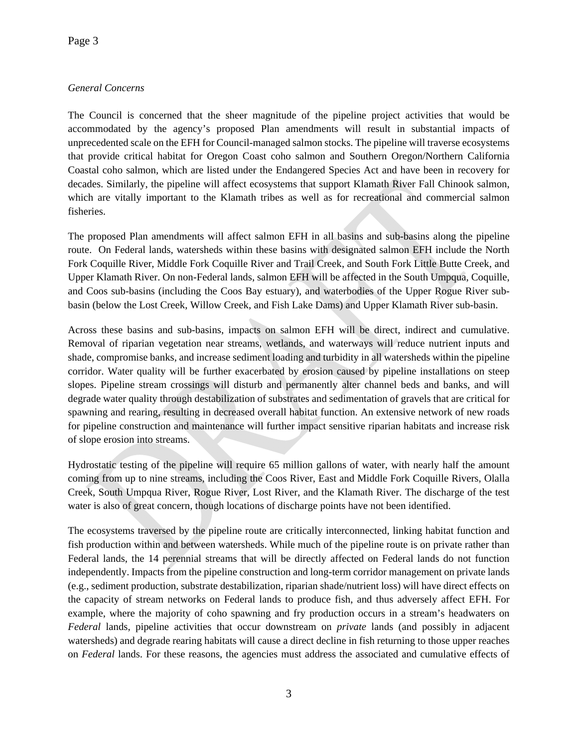*General Concerns*

The Council is concerned that the sheer magnitude of the pipeline project activities that would be accommodated by the agency's proposed Plan amendments will result in substantial impacts of unprecedented scale on the EFH for Council-managed salmon stocks. The pipeline will traverse ecosystems that provide critical habitat for Oregon Coast coho salmon and Southern Oregon/Northern California Coastal coho salmon, which are listed under the Endangered Species Act and have been in recovery for decades. Similarly, the pipeline will affect ecosystems that support Klamath River Fall Chinook salmon, which are vitally important to the Klamath tribes as well as for recreational and commercial salmon fisheries.

The proposed Plan amendments will affect salmon EFH in all basins and sub-basins along the pipeline route. On Federal lands, watersheds within these basins with designated salmon EFH include the North Fork Coquille River, Middle Fork Coquille River and Trail Creek, and South Fork Little Butte Creek, and Upper Klamath River. On non-Federal lands, salmon EFH will be affected in the South Umpqua, Coquille, and Coos sub-basins (including the Coos Bay estuary), and waterbodies of the Upper Rogue River sub-basin (below the Lost Creek, Willow Creek, and Fish Lake Dams) and Upper Klamath River sub-basin.

Across these basins and sub-basins, impacts on salmon EFH will be direct, indirect and cumulative. Removal of riparian vegetation near streams, wetlands, and waterways will reduce nutrient inputs and shade, compromise banks, and increase sediment loading and turbidity in all watersheds within the pipeline corridor. Water quality will be further exacerbated by erosion caused by pipeline installations on steep slopes. Pipeline stream crossings will disturb and permanently alter channel beds and banks, and will degrade water quality through destabilization of substrates and sedimentation of gravels that are critical for spawning and rearing, resulting in decreased overall habitat function. An extensive network of new roads for pipeline construction and maintenance will further impact sensitive riparian habitats and increase risk of slope erosion into streams.

Hydrostatic testing of the pipeline will require 65 million gallons of water, with nearly half the amount coming from up to nine streams, including the Coos River, East and Middle Fork Coquille Rivers, Olalla Creek, South Umpqua River, Rogue River, Lost River, and the Klamath River. The discharge of the test water is also of great concern, though locations of discharge points have not been identified.

The ecosystems traversed by the pipeline route are critically interconnected, linking habitat function and fish production within and between watersheds. While much of the pipeline route is on private rather than Federal lands, the 14 perennial streams that will be directly affected on Federal lands do not function independently. Impacts from the pipeline construction and long-term corridor management on private lands (e.g., sediment production, substrate destabilization, riparian shade/nutrient loss) will have direct effects on the capacity of stream networks on Federal lands to produce fish, and thus adversely affect EFH. For example, where the majority of coho spawning and fry production occurs in a stream's headwaters on *Federal* lands, pipeline activities that occur downstream on *private* lands (and possibly in adjacent watersheds) and degrade rearing habitats will cause a direct decline in fish returning to those upper reaches on *Federal* lands. For these reasons, the agencies must address the associated and cumulative effects of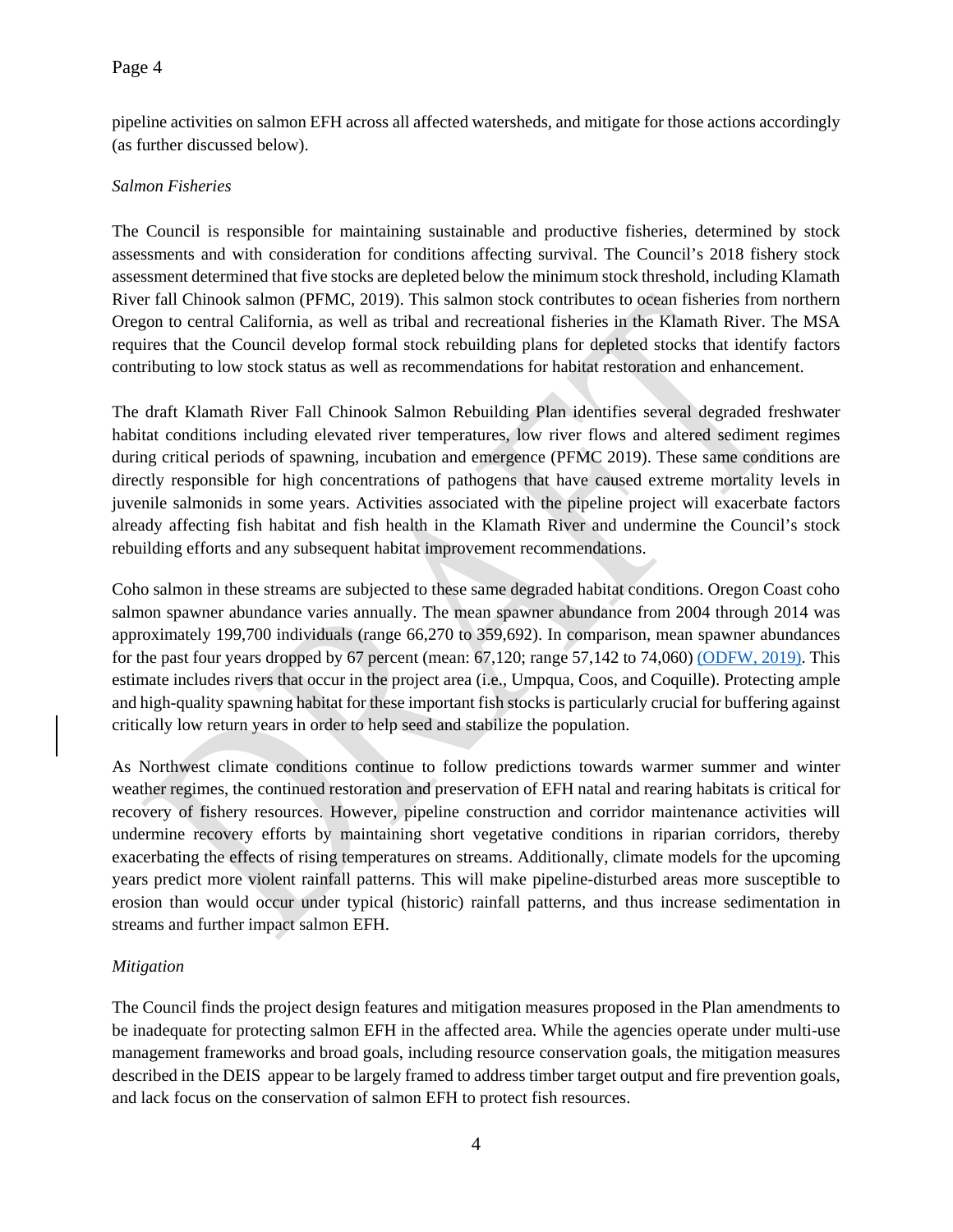pipeline activities on salmon EFH across all affected watersheds, and mitigate for those actions accordingly (as further discussed below).

*Salmon Fisheries*

The Council is responsible for maintaining sustainable and productive fisheries, determined by stock assessments and with consideration for conditions affecting survival. The Council's 2018 fishery stock assessment determined that five stocks are depleted below the minimum stock threshold, including Klamath River fall Chinook salmon (PFMC, 2019). This salmon stock contributes to ocean fisheries from northern Oregon to central California, as well as tribal and recreational fisheries in the Klamath River. The MSA requires that the Council develop formal stock rebuilding plans for depleted stocks that identify factors contributing to low stock status as well as recommendations for habitat restoration and enhancement.

The draft Klamath River Fall Chinook Salmon Rebuilding Plan identifies several degraded freshwater habitat conditions including elevated river temperatures, low river flows and altered sediment regimes during critical periods of spawning, incubation and emergence (PFMC 2019). These same conditions are directly responsible for high concentrations of pathogens that have caused extreme mortality levels in juvenile salmonids in some years. Activities associated with the pipeline project will exacerbate factors already affecting fish habitat and fish health in the Klamath River and undermine the Council's stock rebuilding efforts and any subsequent habitat improvement recommendations.

Coho salmon in these streams are subjected to these same degraded habitat conditions. Oregon Coast coho salmon spawner abundance varies annually. The mean spawner abundance from 2004 through 2014 was approximately 199,700 individuals (range 66,270 to 359,692). In comparison, mean spawner abundances for the past four years dropped by 67 percent (mean: 67,120; range 57,142 to 74,060) (ODFW, 2019). This estimate includes rivers that occur in the project area (i.e., Umpqua, Coos, and Coquille). Protecting ample and high-quality spawning habitat for these important fish stocks is particularly crucial for buffering against critically low return years in order to help seed and stabilize the population.

As Northwest climate conditions continue to follow predictions towards warmer summer and winter weather regimes, the continued restoration and preservation of EFH natal and rearing habitats is critical for recovery of fishery resources. However, pipeline construction and corridor maintenance activities will undermine recovery efforts by maintaining short vegetative conditions in riparian corridors, thereby exacerbating the effects of rising temperatures on streams. Additionally, climate models for the upcoming years predict more violent rainfall patterns. This will make pipeline-disturbed areas more susceptible to erosion than would occur under typical (historic) rainfall patterns, and thus increase sedimentation in streams and further impact salmon EFH.

*Mitigation*

The Council finds the project design features and mitigation measures proposed in the Plan amendments to be inadequate for protecting salmon EFH in the affected area. While the agencies operate under multi-use management frameworks and broad goals, including resource conservation goals, the mitigation measures described in the DEIS appear to be largely framed to address timber target output and fire prevention goals, and lack focus on the conservation of salmon EFH to protect fish resources.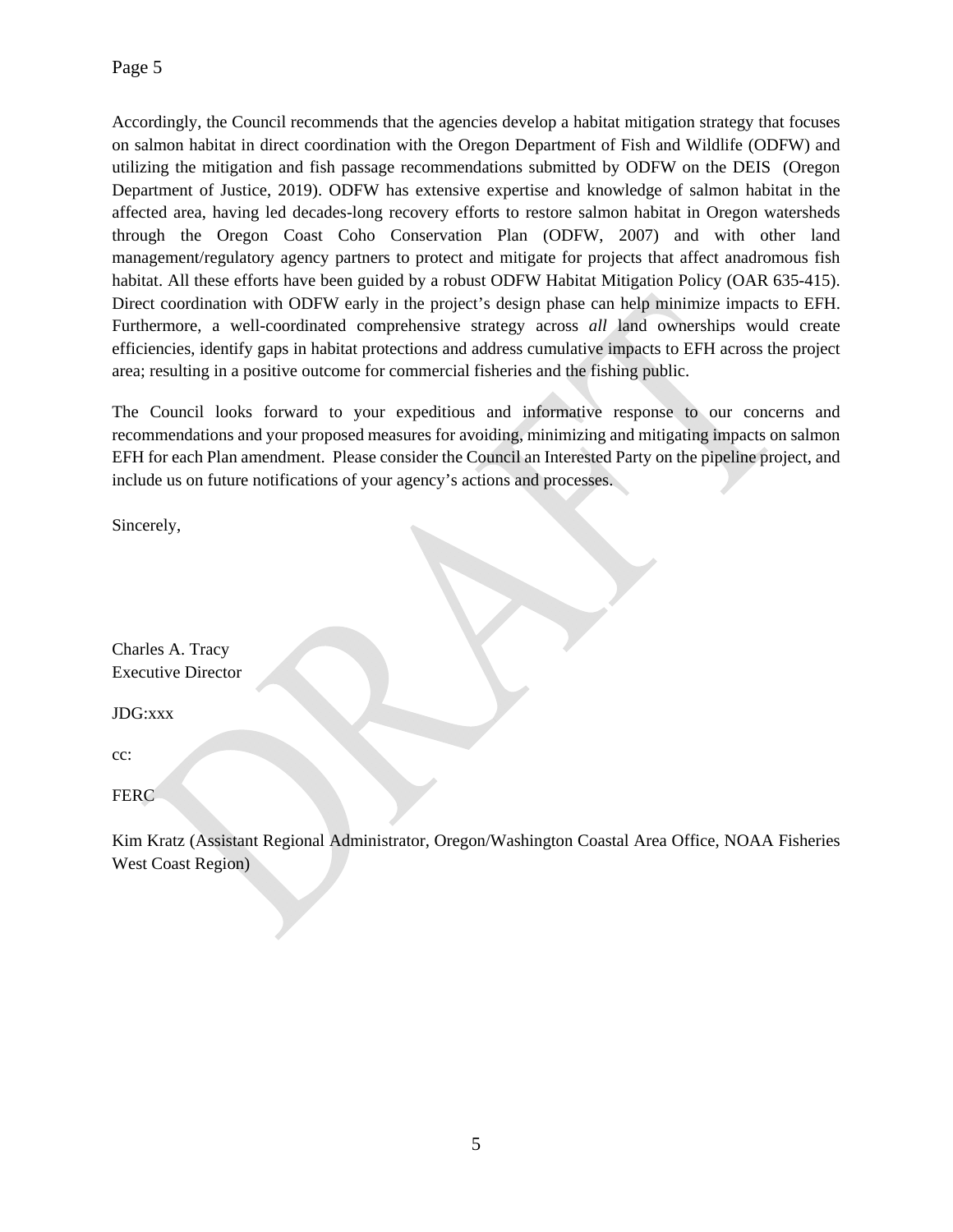Accordingly, the Council recommends that the agencies develop a habitat mitigation strategy that focuses on salmon habitat in direct coordination with the Oregon Department of Fish and Wildlife (ODFW) and utilizing the mitigation and fish passage recommendations submitted by ODFW on the DEIS (Oregon Department of Justice, 2019). ODFW has extensive expertise and knowledge of salmon habitat in the affected area, having led decades-long recovery efforts to restore salmon habitat in Oregon watersheds through the Oregon Coast Coho Conservation Plan (ODFW, 2007) and with other land management/regulatory agency partners to protect and mitigate for projects that affect anadromous fish habitat. All these efforts have been guided by a robust ODFW Habitat Mitigation Policy (OAR 635-415). Direct coordination with ODFW early in the project's design phase can help minimize impacts to EFH. Furthermore, a well-coordinated comprehensive strategy across *all* land ownerships would create efficiencies, identify gaps in habitat protections and address cumulative impacts to EFH across the project area; resulting in a positive outcome for commercial fisheries and the fishing public.

The Council looks forward to your expeditious and informative response to our concerns and recommendations and your proposed measures for avoiding, minimizing and mitigating impacts on salmon EFH for each Plan amendment. Please consider the Council an Interested Party on the pipeline project, and include us on future notifications of your agency's actions and processes.

Sincerely,

Charles A. Tracy
Executive Director

JDG:xxx

cc:

FERC

Kim Kratz (Assistant Regional Administrator, Oregon/Washington Coastal Area Office, NOAA Fisheries West Coast Region)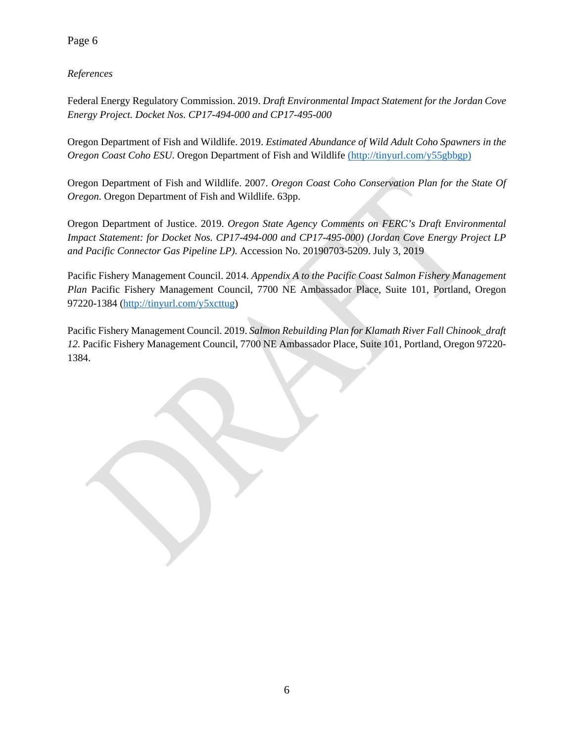*References*

Federal Energy Regulatory Commission. 2019. *Draft Environmental Impact Statement for the Jordan Cove Energy Project. Docket Nos. CP17-494-000 and CP17-495-000*

Oregon Department of Fish and Wildlife. 2019. *Estimated Abundance of Wild Adult Coho Spawners in the Oregon Coast Coho ESU*. Oregon Department of Fish and Wildlife (http://tinyurl.com/y55gbbgp)

Oregon Department of Fish and Wildlife. 2007. *Oregon Coast Coho Conservation Plan for the State Of Oregon.* Oregon Department of Fish and Wildlife. 63pp.

Oregon Department of Justice. 2019. *Oregon State Agency Comments on FERC's Draft Environmental Impact Statement: for Docket Nos. CP17-494-000 and CP17-495-000) (Jordan Cove Energy Project LP and Pacific Connector Gas Pipeline LP).* Accession No. 20190703-5209. July 3, 2019

Pacific Fishery Management Council. 2014. *Appendix A to the Pacific Coast Salmon Fishery Management Plan* Pacific Fishery Management Council, 7700 NE Ambassador Place, Suite 101, Portland, Oregon 97220-1384 (http://tinyurl.com/y5xcttug)

Pacific Fishery Management Council. 2019. *Salmon Rebuilding Plan for Klamath River Fall Chinook_draft 12.* Pacific Fishery Management Council, 7700 NE Ambassador Place, Suite 101, Portland, Oregon 97220-1384.